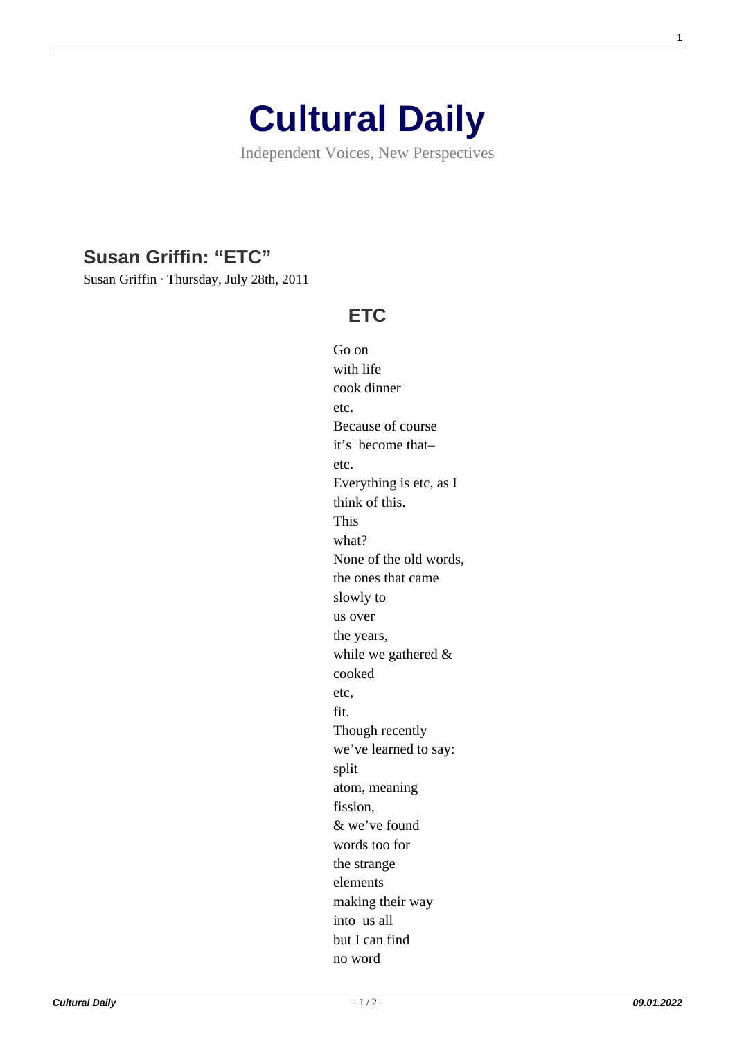# Cultural Daily

Independent Voices, New Perspectives

## Susan Griffin: "ETC"

Susan Griffin · Thursday, July 28th, 2011

### ETC

Go on  
with life  
cook dinner  
etc.  
Because of course  
it's become that–  
etc.  
Everything is etc, as I  
think of this.  
This  
what?  
None of the old words,  
the ones that came  
slowly to  
us over  
the years,  
while we gathered &  
cooked  
etc,  
fit.  
Though recently  
we've learned to say:  
split  
atom, meaning  
fission,  
& we've found  
words too for  
the strange  
elements  
making their way  
into us all  
but I can find  
no word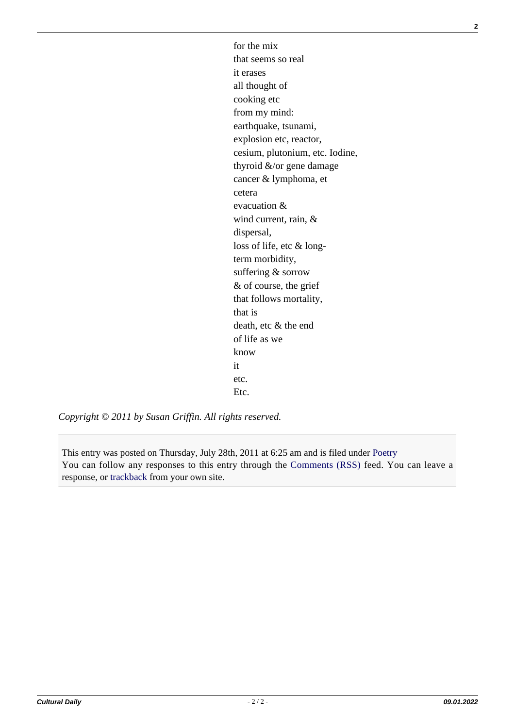for the mix  
that seems so real  
it erases  
all thought of  
cooking etc  
from my mind:  
earthquake, tsunami,  
explosion etc, reactor,  
cesium, plutonium, etc. Iodine,  
thyroid &/or gene damage  
cancer & lymphoma, et  
cetera  
evacuation &  
wind current, rain, &  
dispersal,  
loss of life, etc & long-  
term morbidity,  
suffering & sorrow  
& of course, the grief  
that follows mortality,  
that is  
death, etc & the end  
of life as we  
know  
it  
etc.  
Etc.

*Copyright © 2011 by Susan Griffin. All rights reserved.*

This entry was posted on Thursday, July 28th, 2011 at 6:25 am and is filed under Poetry
You can follow any responses to this entry through the Comments (RSS) feed. You can leave a response, or trackback from your own site.